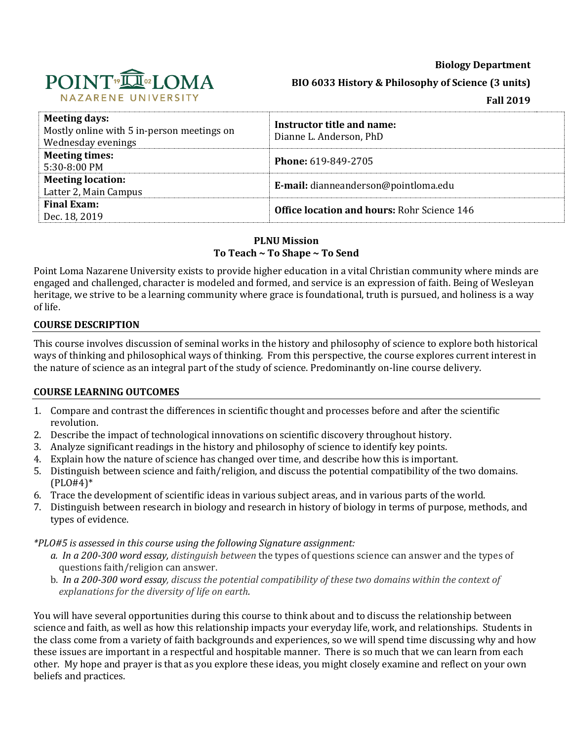**Biology Department**

**BIO 6033 History & Philosophy of Science (3 units)**

**Fall 2019**

| **Meeting days:** Mostly online with 5 in-person meetings on Wednesday evenings | **Instructor title and name:** Dianne L. Anderson, PhD |
|---|---|
| **Meeting times:** 5:30-8:00 PM | **Phone:** 619-849-2705 |
| **Meeting location:** Latter 2, Main Campus | **E-mail:** dianneanderson@pointloma.edu |
| **Final Exam:** Dec. 18, 2019 | **Office location and hours:** Rohr Science 146 |

**PLNU Mission**
**To Teach ~ To Shape ~ To Send**

Point Loma Nazarene University exists to provide higher education in a vital Christian community where minds are engaged and challenged, character is modeled and formed, and service is an expression of faith. Being of Wesleyan heritage, we strive to be a learning community where grace is foundational, truth is pursued, and holiness is a way of life.

## COURSE DESCRIPTION

This course involves discussion of seminal works in the history and philosophy of science to explore both historical ways of thinking and philosophical ways of thinking. From this perspective, the course explores current interest in the nature of science as an integral part of the study of science. Predominantly on-line course delivery.

## COURSE LEARNING OUTCOMES

1. Compare and contrast the differences in scientific thought and processes before and after the scientific revolution.
2. Describe the impact of technological innovations on scientific discovery throughout history.
3. Analyze significant readings in the history and philosophy of science to identify key points.
4. Explain how the nature of science has changed over time, and describe how this is important.
5. Distinguish between science and faith/religion, and discuss the potential compatibility of the two domains. (PLO#4)*
6. Trace the development of scientific ideas in various subject areas, and in various parts of the world.
7. Distinguish between research in biology and research in history of biology in terms of purpose, methods, and types of evidence.

*\*PLO#5 is assessed in this course using the following Signature assignment:*

a. *In a 200-300 word essay, distinguish between* the types of questions science can answer and the types of questions faith/religion can answer.
b. *In a 200-300 word essay, discuss the potential compatibility of these two domains within the context of explanations for the diversity of life on earth.*

You will have several opportunities during this course to think about and to discuss the relationship between science and faith, as well as how this relationship impacts your everyday life, work, and relationships. Students in the class come from a variety of faith backgrounds and experiences, so we will spend time discussing why and how these issues are important in a respectful and hospitable manner. There is so much that we can learn from each other. My hope and prayer is that as you explore these ideas, you might closely examine and reflect on your own beliefs and practices.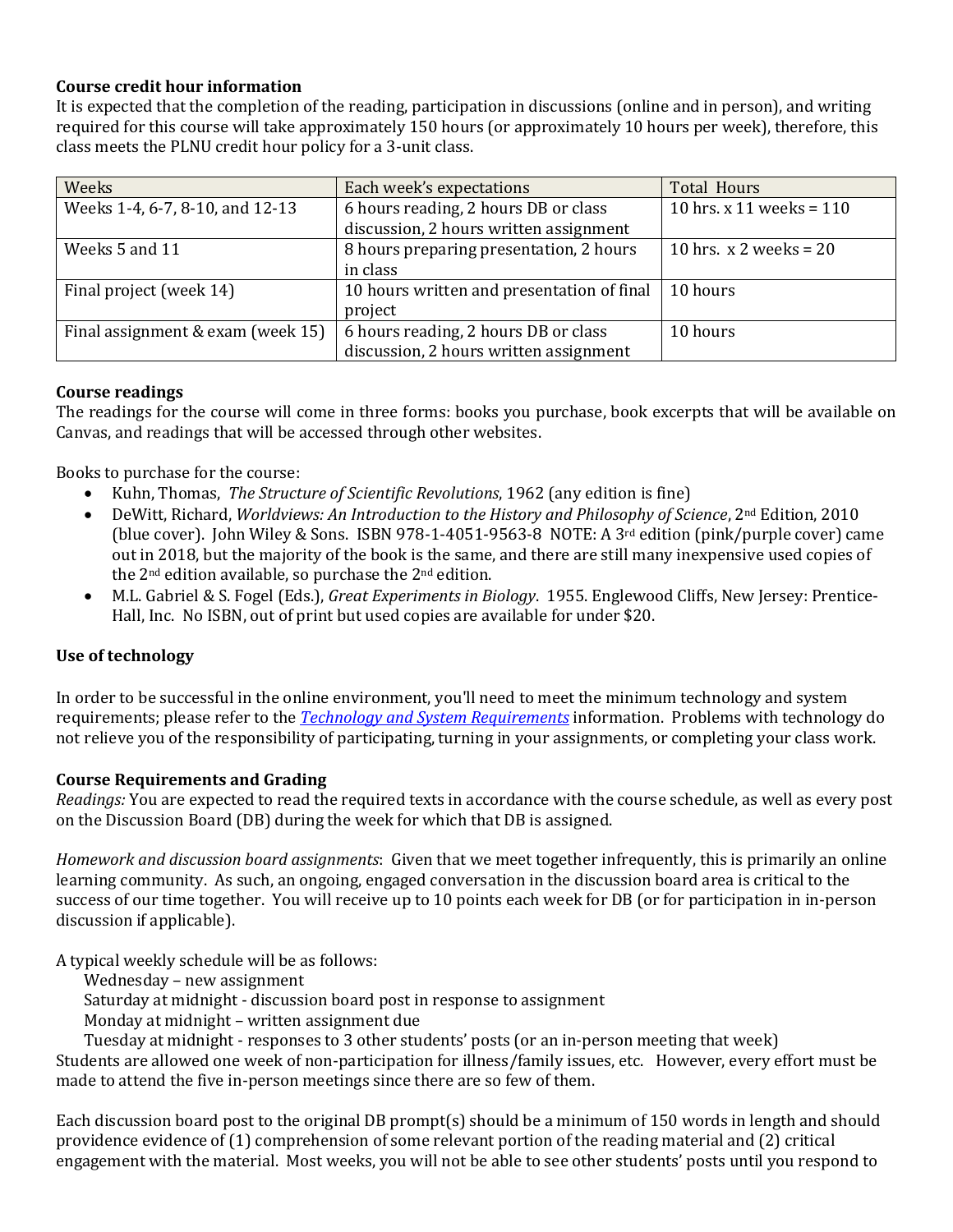**Course credit hour information**

It is expected that the completion of the reading, participation in discussions (online and in person), and writing required for this course will take approximately 150 hours (or approximately 10 hours per week), therefore, this class meets the PLNU credit hour policy for a 3-unit class.

| Weeks | Each week's expectations | Total Hours |
|---|---|---|
| Weeks 1-4, 6-7, 8-10, and 12-13 | 6 hours reading, 2 hours DB or class discussion, 2 hours written assignment | 10 hrs. x 11 weeks = 110 |
| Weeks 5 and 11 | 8 hours preparing presentation, 2 hours in class | 10 hrs. x 2 weeks = 20 |
| Final project (week 14) | 10 hours written and presentation of final project | 10 hours |
| Final assignment & exam (week 15) | 6 hours reading, 2 hours DB or class discussion, 2 hours written assignment | 10 hours |

**Course readings**

The readings for the course will come in three forms: books you purchase, book excerpts that will be available on Canvas, and readings that will be accessed through other websites.

Books to purchase for the course:

- Kuhn, Thomas, *The Structure of Scientific Revolutions*, 1962 (any edition is fine)
- DeWitt, Richard, *Worldviews: An Introduction to the History and Philosophy of Science*, 2nd Edition, 2010 (blue cover). John Wiley & Sons. ISBN 978-1-4051-9563-8 NOTE: A 3rd edition (pink/purple cover) came out in 2018, but the majority of the book is the same, and there are still many inexpensive used copies of the 2nd edition available, so purchase the 2nd edition.
- M.L. Gabriel & S. Fogel (Eds.), *Great Experiments in Biology*. 1955. Englewood Cliffs, New Jersey: Prentice-Hall, Inc. No ISBN, out of print but used copies are available for under $20.

**Use of technology**

In order to be successful in the online environment, you'll need to meet the minimum technology and system requirements; please refer to the *Technology and System Requirements* information. Problems with technology do not relieve you of the responsibility of participating, turning in your assignments, or completing your class work.

**Course Requirements and Grading**

*Readings:* You are expected to read the required texts in accordance with the course schedule, as well as every post on the Discussion Board (DB) during the week for which that DB is assigned.

*Homework and discussion board assignments*: Given that we meet together infrequently, this is primarily an online learning community. As such, an ongoing, engaged conversation in the discussion board area is critical to the success of our time together. You will receive up to 10 points each week for DB (or for participation in in-person discussion if applicable).

A typical weekly schedule will be as follows:

Wednesday – new assignment
Saturday at midnight - discussion board post in response to assignment
Monday at midnight – written assignment due
Tuesday at midnight - responses to 3 other students' posts (or an in-person meeting that week)

Students are allowed one week of non-participation for illness/family issues, etc. However, every effort must be made to attend the five in-person meetings since there are so few of them.

Each discussion board post to the original DB prompt(s) should be a minimum of 150 words in length and should providence evidence of (1) comprehension of some relevant portion of the reading material and (2) critical engagement with the material. Most weeks, you will not be able to see other students' posts until you respond to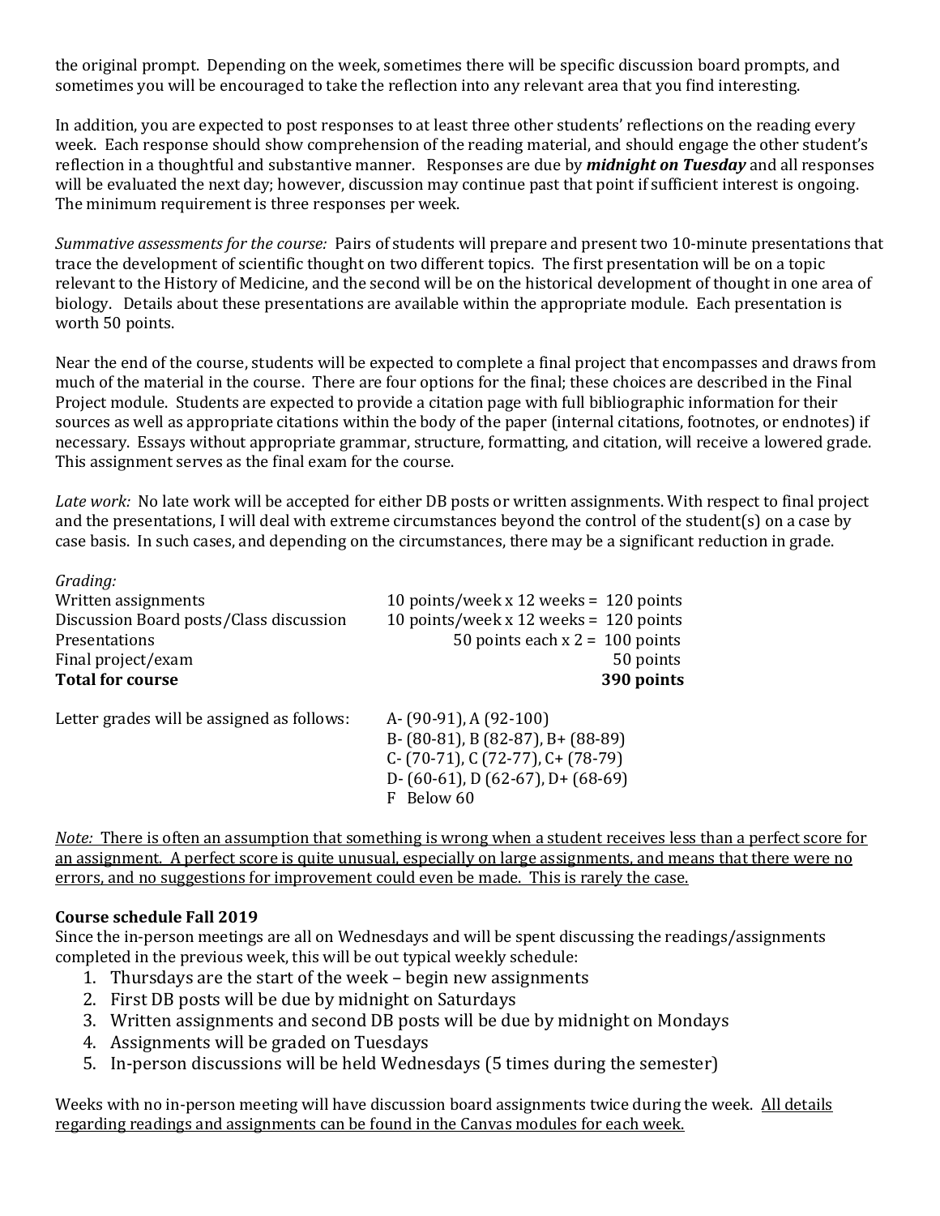the original prompt. Depending on the week, sometimes there will be specific discussion board prompts, and sometimes you will be encouraged to take the reflection into any relevant area that you find interesting.

In addition, you are expected to post responses to at least three other students' reflections on the reading every week. Each response should show comprehension of the reading material, and should engage the other student's reflection in a thoughtful and substantive manner. Responses are due by ***midnight on Tuesday*** and all responses will be evaluated the next day; however, discussion may continue past that point if sufficient interest is ongoing. The minimum requirement is three responses per week.

*Summative assessments for the course:* Pairs of students will prepare and present two 10-minute presentations that trace the development of scientific thought on two different topics. The first presentation will be on a topic relevant to the History of Medicine, and the second will be on the historical development of thought in one area of biology. Details about these presentations are available within the appropriate module. Each presentation is worth 50 points.

Near the end of the course, students will be expected to complete a final project that encompasses and draws from much of the material in the course. There are four options for the final; these choices are described in the Final Project module. Students are expected to provide a citation page with full bibliographic information for their sources as well as appropriate citations within the body of the paper (internal citations, footnotes, or endnotes) if necessary. Essays without appropriate grammar, structure, formatting, and citation, will receive a lowered grade. This assignment serves as the final exam for the course.

*Late work:* No late work will be accepted for either DB posts or written assignments. With respect to final project and the presentations, I will deal with extreme circumstances beyond the control of the student(s) on a case by case basis. In such cases, and depending on the circumstances, there may be a significant reduction in grade.

*Grading:*

| | |
|---|---|
| Written assignments | 10 points/week x 12 weeks = 120 points |
| Discussion Board posts/Class discussion | 10 points/week x 12 weeks = 120 points |
| Presentations | 50 points each x 2 = 100 points |
| Final project/exam | 50 points |
| **Total for course** | **390 points** |

Letter grades will be assigned as follows:

A- (90-91), A (92-100)
B- (80-81), B (82-87), B+ (88-89)
C- (70-71), C (72-77), C+ (78-79)
D- (60-61), D (62-67), D+ (68-69)
F Below 60

<u>*Note:* There is often an assumption that something is wrong when a student receives less than a perfect score for an assignment. A perfect score is quite unusual, especially on large assignments, and means that there were no errors, and no suggestions for improvement could even be made. This is rarely the case.</u>

**Course schedule Fall 2019**

Since the in-person meetings are all on Wednesdays and will be spent discussing the readings/assignments completed in the previous week, this will be out typical weekly schedule:

1. Thursdays are the start of the week – begin new assignments
2. First DB posts will be due by midnight on Saturdays
3. Written assignments and second DB posts will be due by midnight on Mondays
4. Assignments will be graded on Tuesdays
5. In-person discussions will be held Wednesdays (5 times during the semester)

Weeks with no in-person meeting will have discussion board assignments twice during the week. <u>All details regarding readings and assignments can be found in the Canvas modules for each week.</u>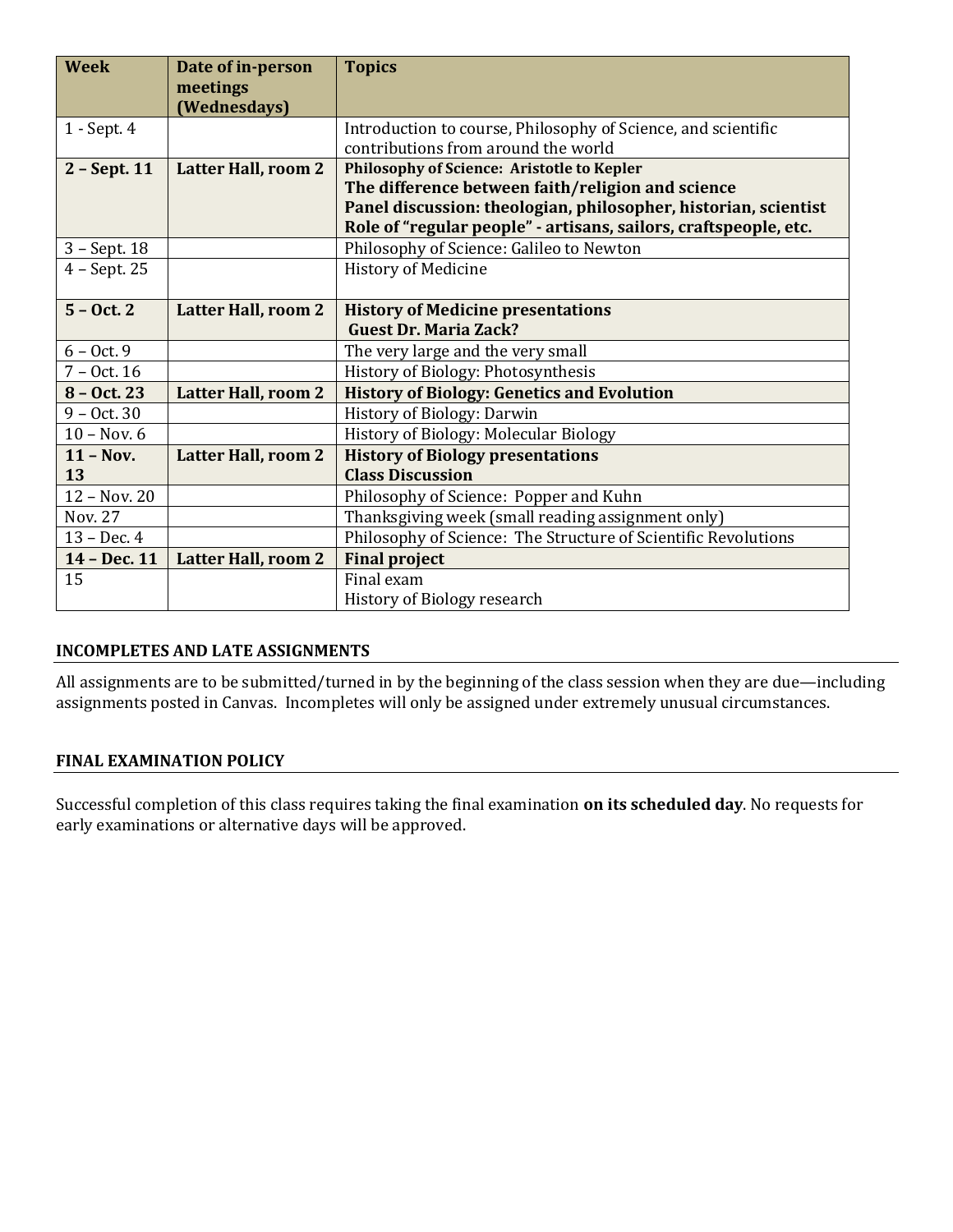| Week | Date of in-person meetings (Wednesdays) | Topics |
| --- | --- | --- |
| 1 - Sept. 4 | | Introduction to course, Philosophy of Science, and scientific contributions from around the world |
| **2 – Sept. 11** | **Latter Hall, room 2** | **Philosophy of Science: Aristotle to Kepler** **The difference between faith/religion and science** **Panel discussion: theologian, philosopher, historian, scientist** **Role of "regular people" - artisans, sailors, craftspeople, etc.** |
| 3 – Sept. 18 | | Philosophy of Science: Galileo to Newton |
| 4 – Sept. 25 | | History of Medicine |
| **5 – Oct. 2** | **Latter Hall, room 2** | **History of Medicine presentations** **Guest Dr. Maria Zack?** |
| 6 – Oct. 9 | | The very large and the very small |
| 7 – Oct. 16 | | History of Biology: Photosynthesis |
| **8 – Oct. 23** | **Latter Hall, room 2** | **History of Biology: Genetics and Evolution** |
| 9 – Oct. 30 | | History of Biology: Darwin |
| 10 – Nov. 6 | | History of Biology: Molecular Biology |
| **11 – Nov. 13** | **Latter Hall, room 2** | **History of Biology presentations** **Class Discussion** |
| 12 – Nov. 20 | | Philosophy of Science: Popper and Kuhn |
| Nov. 27 | | Thanksgiving week (small reading assignment only) |
| 13 – Dec. 4 | | Philosophy of Science: The Structure of Scientific Revolutions |
| **14 – Dec. 11** | **Latter Hall, room 2** | **Final project** |
| 15 | | Final exam History of Biology research |

## INCOMPLETES AND LATE ASSIGNMENTS

All assignments are to be submitted/turned in by the beginning of the class session when they are due—including assignments posted in Canvas. Incompletes will only be assigned under extremely unusual circumstances.

## FINAL EXAMINATION POLICY

Successful completion of this class requires taking the final examination **on its scheduled day**. No requests for early examinations or alternative days will be approved.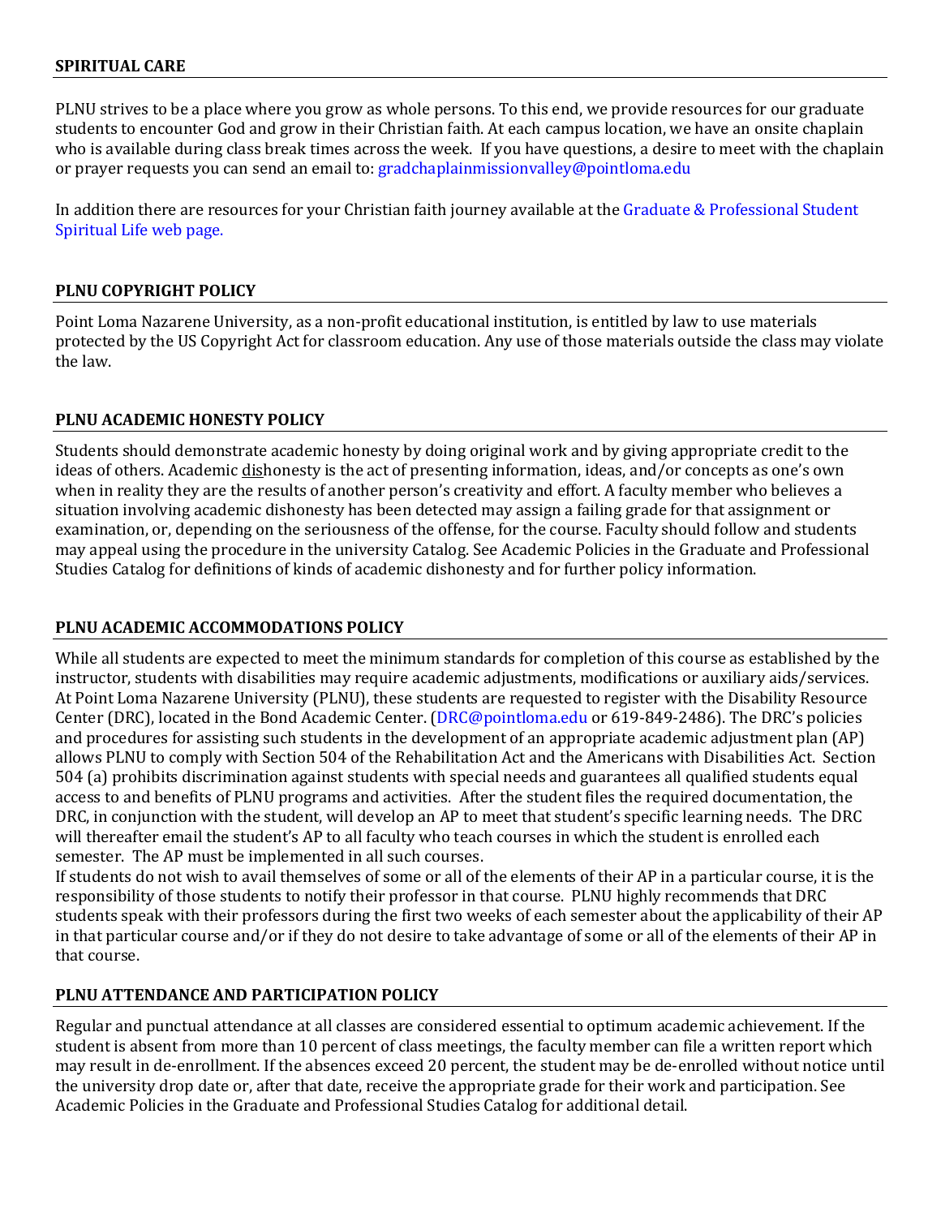## SPIRITUAL CARE

PLNU strives to be a place where you grow as whole persons. To this end, we provide resources for our graduate students to encounter God and grow in their Christian faith. At each campus location, we have an onsite chaplain who is available during class break times across the week. If you have questions, a desire to meet with the chaplain or prayer requests you can send an email to: gradchaplainmissionvalley@pointloma.edu

In addition there are resources for your Christian faith journey available at the Graduate & Professional Student Spiritual Life web page.

## PLNU COPYRIGHT POLICY

Point Loma Nazarene University, as a non-profit educational institution, is entitled by law to use materials protected by the US Copyright Act for classroom education. Any use of those materials outside the class may violate the law.

## PLNU ACADEMIC HONESTY POLICY

Students should demonstrate academic honesty by doing original work and by giving appropriate credit to the ideas of others. Academic dishonesty is the act of presenting information, ideas, and/or concepts as one's own when in reality they are the results of another person's creativity and effort. A faculty member who believes a situation involving academic dishonesty has been detected may assign a failing grade for that assignment or examination, or, depending on the seriousness of the offense, for the course. Faculty should follow and students may appeal using the procedure in the university Catalog. See Academic Policies in the Graduate and Professional Studies Catalog for definitions of kinds of academic dishonesty and for further policy information.

## PLNU ACADEMIC ACCOMMODATIONS POLICY

While all students are expected to meet the minimum standards for completion of this course as established by the instructor, students with disabilities may require academic adjustments, modifications or auxiliary aids/services. At Point Loma Nazarene University (PLNU), these students are requested to register with the Disability Resource Center (DRC), located in the Bond Academic Center. (DRC@pointloma.edu or 619-849-2486). The DRC's policies and procedures for assisting such students in the development of an appropriate academic adjustment plan (AP) allows PLNU to comply with Section 504 of the Rehabilitation Act and the Americans with Disabilities Act. Section 504 (a) prohibits discrimination against students with special needs and guarantees all qualified students equal access to and benefits of PLNU programs and activities. After the student files the required documentation, the DRC, in conjunction with the student, will develop an AP to meet that student's specific learning needs. The DRC will thereafter email the student's AP to all faculty who teach courses in which the student is enrolled each semester. The AP must be implemented in all such courses.
If students do not wish to avail themselves of some or all of the elements of their AP in a particular course, it is the responsibility of those students to notify their professor in that course. PLNU highly recommends that DRC students speak with their professors during the first two weeks of each semester about the applicability of their AP in that particular course and/or if they do not desire to take advantage of some or all of the elements of their AP in that course.

## PLNU ATTENDANCE AND PARTICIPATION POLICY

Regular and punctual attendance at all classes are considered essential to optimum academic achievement. If the student is absent from more than 10 percent of class meetings, the faculty member can file a written report which may result in de-enrollment. If the absences exceed 20 percent, the student may be de-enrolled without notice until the university drop date or, after that date, receive the appropriate grade for their work and participation. See Academic Policies in the Graduate and Professional Studies Catalog for additional detail.